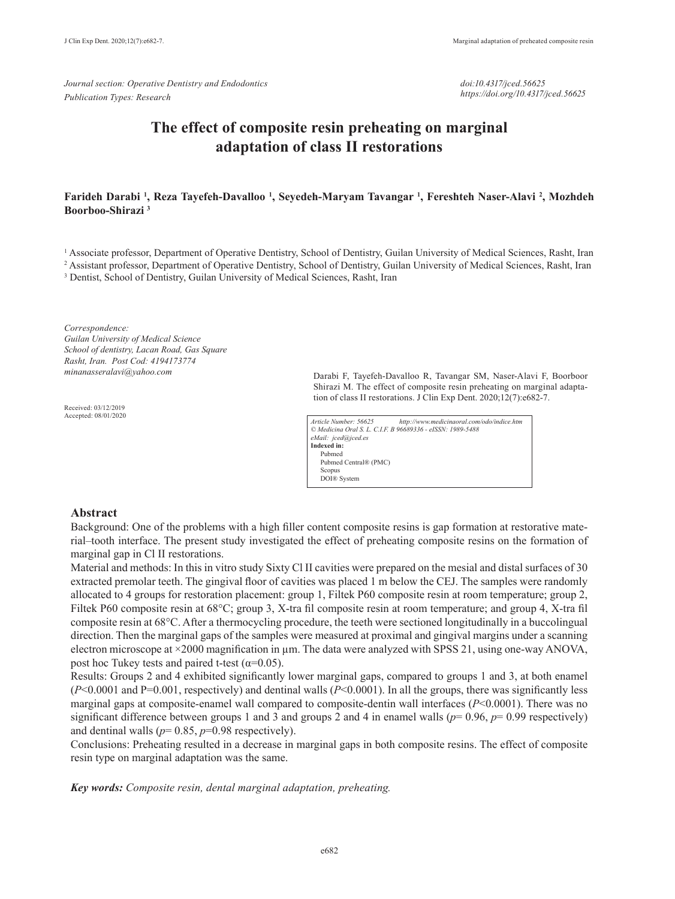*Journal section: Operative Dentistry and Endodontics*
*Publication Types: Research*

*doi:10.4317/jced.56625*
*https://doi.org/10.4317/jced.56625*

# The effect of composite resin preheating on marginal adaptation of class II restorations

**Farideh Darabi [1], Reza Tayefeh-Davalloo [1], Seyedeh-Maryam Tavangar [1], Fereshteh Naser-Alavi [2], Mozhdeh Boorboo-Shirazi [3]**

[1] Associate professor, Department of Operative Dentistry, School of Dentistry, Guilan University of Medical Sciences, Rasht, Iran
[2] Assistant professor, Department of Operative Dentistry, School of Dentistry, Guilan University of Medical Sciences, Rasht, Iran
[3] Dentist, School of Dentistry, Guilan University of Medical Sciences, Rasht, Iran

*Correspondence:*
*Guilan University of Medical Science*
*School of dentistry, Lacan Road, Gas Square*
*Rasht, Iran. Post Cod: 4194173774*
*minanasseralavi@yahoo.com*

Received: 03/12/2019
Accepted: 08/01/2020

Darabi F, Tayefeh-Davalloo R, Tavangar SM, Naser-Alavi F, Boorboor Shirazi M. The effect of composite resin preheating on marginal adaptation of class II restorations. J Clin Exp Dent. 2020;12(7):e682-7.

*Article Number: 56625 http://www.medicinaoral.com/odo/indice.htm*
*© Medicina Oral S. L. C.I.F. B 96689336 - eISSN: 1989-5488*
*eMail: jced@jced.es*
**Indexed in:**
Pubmed
Pubmed Central® (PMC)
Scopus
DOI® System

## Abstract

Background: One of the problems with a high filler content composite resins is gap formation at restorative material–tooth interface. The present study investigated the effect of preheating composite resins on the formation of marginal gap in Cl II restorations.

Material and methods: In this in vitro study Sixty Cl II cavities were prepared on the mesial and distal surfaces of 30 extracted premolar teeth. The gingival floor of cavities was placed 1 m below the CEJ. The samples were randomly allocated to 4 groups for restoration placement: group 1, Filtek P60 composite resin at room temperature; group 2, Filtek P60 composite resin at 68°C; group 3, X-tra fil composite resin at room temperature; and group 4, X-tra fil composite resin at 68°C. After a thermocycling procedure, the teeth were sectioned longitudinally in a buccolingual direction. Then the marginal gaps of the samples were measured at proximal and gingival margins under a scanning electron microscope at ×2000 magnification in µm. The data were analyzed with SPSS 21, using one-way ANOVA, post hoc Tukey tests and paired t-test ($\alpha$=0.05).

Results: Groups 2 and 4 exhibited significantly lower marginal gaps, compared to groups 1 and 3, at both enamel (*P*<0.0001 and P=0.001, respectively) and dentinal walls (*P*<0.0001). In all the groups, there was significantly less marginal gaps at composite-enamel wall compared to composite-dentin wall interfaces (*P*<0.0001). There was no significant difference between groups 1 and 3 and groups 2 and 4 in enamel walls (*p*= 0.96, *p*= 0.99 respectively) and dentinal walls (*p*= 0.85, *p*=0.98 respectively).

Conclusions: Preheating resulted in a decrease in marginal gaps in both composite resins. The effect of composite resin type on marginal adaptation was the same.

***Key words:*** *Composite resin, dental marginal adaptation, preheating.*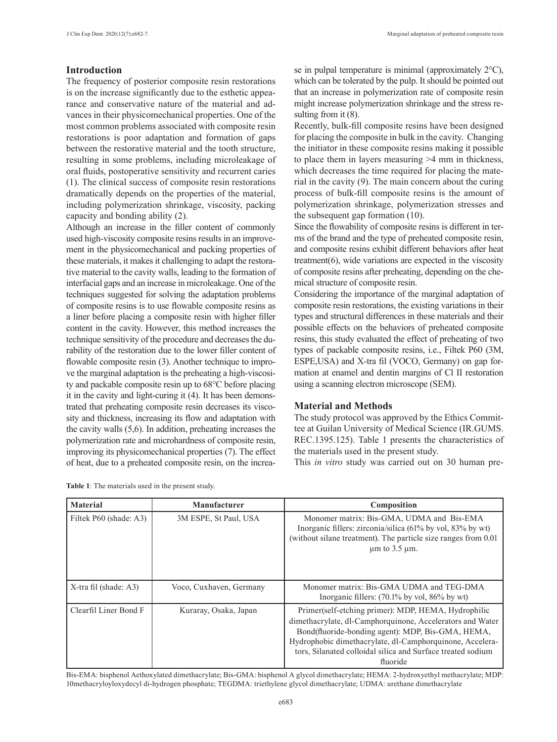## Introduction

The frequency of posterior composite resin restorations is on the increase significantly due to the esthetic appearance and conservative nature of the material and advances in their physicomechanical properties. One of the most common problems associated with composite resin restorations is poor adaptation and formation of gaps between the restorative material and the tooth structure, resulting in some problems, including microleakage of oral fluids, postoperative sensitivity and recurrent caries (1). The clinical success of composite resin restorations dramatically depends on the properties of the material, including polymerization shrinkage, viscosity, packing capacity and bonding ability (2).

Although an increase in the filler content of commonly used high-viscosity composite resins results in an improvement in the physicomechanical and packing properties of these materials, it makes it challenging to adapt the restorative material to the cavity walls, leading to the formation of interfacial gaps and an increase in microleakage. One of the techniques suggested for solving the adaptation problems of composite resins is to use flowable composite resins as a liner before placing a composite resin with higher filler content in the cavity. However, this method increases the technique sensitivity of the procedure and decreases the durability of the restoration due to the lower filler content of flowable composite resin (3). Another technique to improve the marginal adaptation is the preheating a high-viscosity and packable composite resin up to 68°C before placing it in the cavity and light-curing it (4). It has been demonstrated that preheating composite resin decreases its viscosity and thickness, increasing its flow and adaptation with the cavity walls (5,6). In addition, preheating increases the polymerization rate and microhardness of composite resin, improving its physicomechanical properties (7). The effect of heat, due to a preheated composite resin, on the increase in pulpal temperature is minimal (approximately 2°C), which can be tolerated by the pulp. It should be pointed out that an increase in polymerization rate of composite resin might increase polymerization shrinkage and the stress resulting from it (8).

Recently, bulk-fill composite resins have been designed for placing the composite in bulk in the cavity. Changing the initiator in these composite resins making it possible to place them in layers measuring >4 mm in thickness, which decreases the time required for placing the material in the cavity (9). The main concern about the curing process of bulk-fill composite resins is the amount of polymerization shrinkage, polymerization stresses and the subsequent gap formation (10).

Since the flowability of composite resins is different in terms of the brand and the type of preheated composite resin, and composite resins exhibit different behaviors after heat treatment(6), wide variations are expected in the viscosity of composite resins after preheating, depending on the chemical structure of composite resin.

Considering the importance of the marginal adaptation of composite resin restorations, the existing variations in their types and structural differences in these materials and their possible effects on the behaviors of preheated composite resins, this study evaluated the effect of preheating of two types of packable composite resins, i.e., Filtek P60 (3M, ESPE,USA) and X-tra fil (VOCO, Germany) on gap formation at enamel and dentin margins of Cl II restoration using a scanning electron microscope (SEM).

## Material and Methods

The study protocol was approved by the Ethics Committee at Guilan University of Medical Science (IR.GUMS.REC.1395.125). Table 1 presents the characteristics of the materials used in the present study.

This *in vitro* study was carried out on 30 human pre-

**Table 1**: The materials used in the present study.

| Material | Manufacturer | Composition |
|---|---|---|
| Filtek P60 (shade: A3) | 3M ESPE, St Paul, USA | Monomer matrix: Bis-GMA, UDMA and Bis-EMA Inorganic fillers: zirconia/silica (61% by vol, 83% by wt) (without silane treatment). The particle size ranges from 0.01 µm to 3.5 µm. |
| X-tra fil (shade: A3) | Voco, Cuxhaven, Germany | Monomer matrix: Bis-GMA UDMA and TEG-DMA Inorganic fillers: (70.1% by vol, 86% by wt) |
| Clearfil Liner Bond F | Kuraray, Osaka, Japan | Primer(self-etching primer): MDP, HEMA, Hydrophilic dimethacrylate, dl-Camphorquinone, Accelerators and Water Bond(fluoride-bonding agent): MDP, Bis-GMA, HEMA, Hydrophobic dimethacrylate, dl-Camphorquinone, Accelerators, Silanated colloidal silica and Surface treated sodium fluoride |

Bis-EMA: bisphenol Aethoxylated dimethacrylate; Bis-GMA: bisphenol A glycol dimethacrylate; HEMA: 2-hydroxyethyl methacrylate; MDP: 10methacryloyloxydecyl di-hydrogen phosphate; TEGDMA: triethylene glycol dimethacrylate; UDMA: urethane dimethacrylate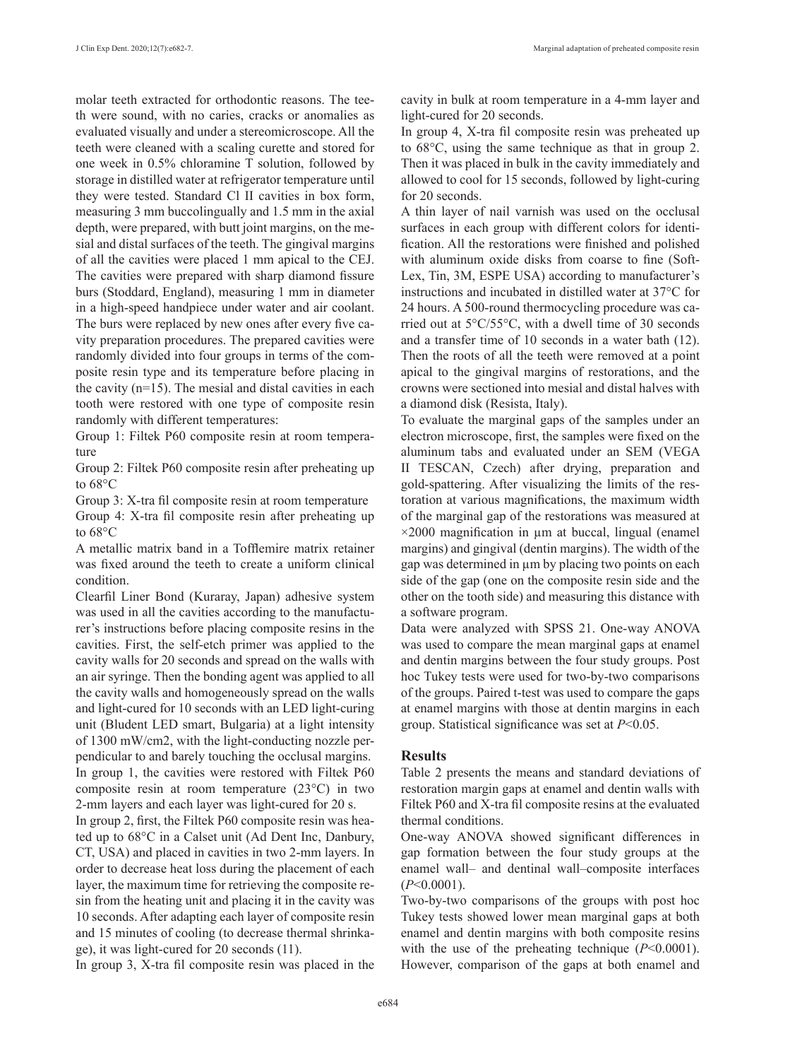molar teeth extracted for orthodontic reasons. The teeth were sound, with no caries, cracks or anomalies as evaluated visually and under a stereomicroscope. All the teeth were cleaned with a scaling curette and stored for one week in 0.5% chloramine T solution, followed by storage in distilled water at refrigerator temperature until they were tested. Standard Cl II cavities in box form, measuring 3 mm buccolingually and 1.5 mm in the axial depth, were prepared, with butt joint margins, on the mesial and distal surfaces of the teeth. The gingival margins of all the cavities were placed 1 mm apical to the CEJ. The cavities were prepared with sharp diamond fissure burs (Stoddard, England), measuring 1 mm in diameter in a high-speed handpiece under water and air coolant. The burs were replaced by new ones after every five cavity preparation procedures. The prepared cavities were randomly divided into four groups in terms of the composite resin type and its temperature before placing in the cavity (n=15). The mesial and distal cavities in each tooth were restored with one type of composite resin randomly with different temperatures:

Group 1: Filtek P60 composite resin at room temperature

Group 2: Filtek P60 composite resin after preheating up to 68°C

Group 3: X-tra fil composite resin at room temperature

Group 4: X-tra fil composite resin after preheating up to 68°C

A metallic matrix band in a Tofflemire matrix retainer was fixed around the teeth to create a uniform clinical condition.

Clearfil Liner Bond (Kuraray, Japan) adhesive system was used in all the cavities according to the manufacturer's instructions before placing composite resins in the cavities. First, the self-etch primer was applied to the cavity walls for 20 seconds and spread on the walls with an air syringe. Then the bonding agent was applied to all the cavity walls and homogeneously spread on the walls and light-cured for 10 seconds with an LED light-curing unit (Bludent LED smart, Bulgaria) at a light intensity of 1300 mW/cm2, with the light-conducting nozzle perpendicular to and barely touching the occlusal margins.

In group 1, the cavities were restored with Filtek P60 composite resin at room temperature (23°C) in two 2-mm layers and each layer was light-cured for 20 s.

In group 2, first, the Filtek P60 composite resin was heated up to 68°C in a Calset unit (Ad Dent Inc, Danbury, CT, USA) and placed in cavities in two 2-mm layers. In order to decrease heat loss during the placement of each layer, the maximum time for retrieving the composite resin from the heating unit and placing it in the cavity was 10 seconds. After adapting each layer of composite resin and 15 minutes of cooling (to decrease thermal shrinkage), it was light-cured for 20 seconds (11).

In group 3, X-tra fil composite resin was placed in the cavity in bulk at room temperature in a 4-mm layer and light-cured for 20 seconds.

In group 4, X-tra fil composite resin was preheated up to 68°C, using the same technique as that in group 2. Then it was placed in bulk in the cavity immediately and allowed to cool for 15 seconds, followed by light-curing for 20 seconds.

A thin layer of nail varnish was used on the occlusal surfaces in each group with different colors for identification. All the restorations were finished and polished with aluminum oxide disks from coarse to fine (Soft-Lex, Tin, 3M, ESPE USA) according to manufacturer's instructions and incubated in distilled water at 37°C for 24 hours. A 500-round thermocycling procedure was carried out at 5°C/55°C, with a dwell time of 30 seconds and a transfer time of 10 seconds in a water bath (12). Then the roots of all the teeth were removed at a point apical to the gingival margins of restorations, and the crowns were sectioned into mesial and distal halves with a diamond disk (Resista, Italy).

To evaluate the marginal gaps of the samples under an electron microscope, first, the samples were fixed on the aluminum tabs and evaluated under an SEM (VEGA II TESCAN, Czech) after drying, preparation and gold-spattering. After visualizing the limits of the restoration at various magnifications, the maximum width of the marginal gap of the restorations was measured at ×2000 magnification in µm at buccal, lingual (enamel margins) and gingival (dentin margins). The width of the gap was determined in µm by placing two points on each side of the gap (one on the composite resin side and the other on the tooth side) and measuring this distance with a software program.

Data were analyzed with SPSS 21. One-way ANOVA was used to compare the mean marginal gaps at enamel and dentin margins between the four study groups. Post hoc Tukey tests were used for two-by-two comparisons of the groups. Paired t-test was used to compare the gaps at enamel margins with those at dentin margins in each group. Statistical significance was set at $P<0.05$.

## Results

Table 2 presents the means and standard deviations of restoration margin gaps at enamel and dentin walls with Filtek P60 and X-tra fil composite resins at the evaluated thermal conditions.

One-way ANOVA showed significant differences in gap formation between the four study groups at the enamel wall– and dentinal wall–composite interfaces ($P<0.0001$).

Two-by-two comparisons of the groups with post hoc Tukey tests showed lower mean marginal gaps at both enamel and dentin margins with both composite resins with the use of the preheating technique ($P<0.0001$). However, comparison of the gaps at both enamel and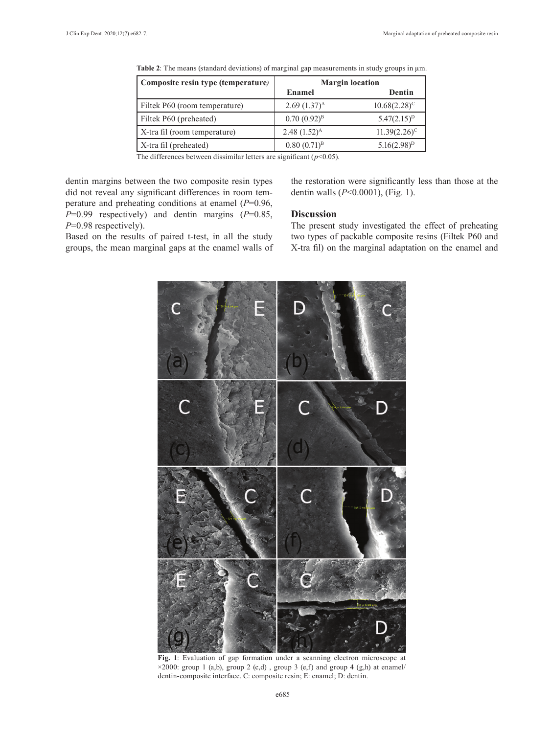**Table 2**: The means (standard deviations) of marginal gap measurements in study groups in μm.

| Composite resin type (temperature) | Margin location | |
|---|---|---|
| | Enamel | Dentin |
| Filtek P60 (room temperature) | 2.69 (1.37)[A] | 10.68(2.28)[C] |
| Filtek P60 (preheated) | 0.70 (0.92)[B] | 5.47(2.15)[D] |
| X-tra fil (room temperature) | 2.48 (1.52)[A] | 11.39(2.26)[C] |
| X-tra fil (preheated) | 0.80 (0.71)[B] | 5.16(2.98)[D] |

The differences between dissimilar letters are significant ($p<0.05$).

dentin margins between the two composite resin types did not reveal any significant differences in room temperature and preheating conditions at enamel ($P=0.96$, $P=0.99$ respectively) and dentin margins ($P=0.85$, $P=0.98$ respectively).

Based on the results of paired t-test, in all the study groups, the mean marginal gaps at the enamel walls of the restoration were significantly less than those at the dentin walls ($P<0.0001$), (Fig. 1).

## Discussion

The present study investigated the effect of preheating two types of packable composite resins (Filtek P60 and X-tra fil) on the marginal adaptation on the enamel and

**Fig. 1**: Evaluation of gap formation under a scanning electron microscope at ×2000: group 1 (a,b), group 2 (c,d) , group 3 (e,f) and group 4 (g,h) at enamel/dentin-composite interface. C: composite resin; E: enamel; D: dentin.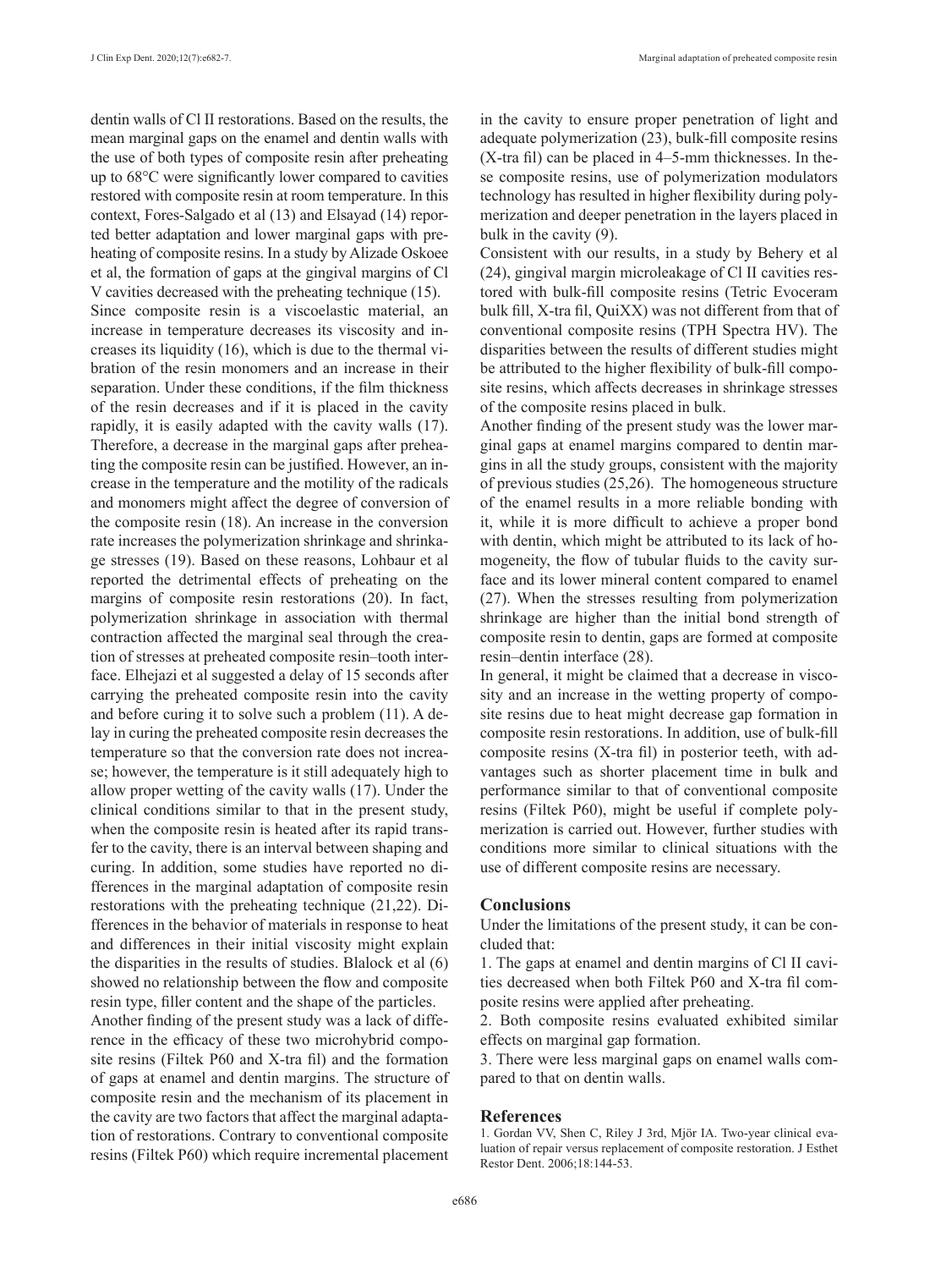dentin walls of Cl II restorations. Based on the results, the mean marginal gaps on the enamel and dentin walls with the use of both types of composite resin after preheating up to 68°C were significantly lower compared to cavities restored with composite resin at room temperature. In this context, Fores-Salgado et al (13) and Elsayad (14) reported better adaptation and lower marginal gaps with preheating of composite resins. In a study by Alizade Oskoee et al, the formation of gaps at the gingival margins of Cl V cavities decreased with the preheating technique (15).

Since composite resin is a viscoelastic material, an increase in temperature decreases its viscosity and increases its liquidity (16), which is due to the thermal vibration of the resin monomers and an increase in their separation. Under these conditions, if the film thickness of the resin decreases and if it is placed in the cavity rapidly, it is easily adapted with the cavity walls (17). Therefore, a decrease in the marginal gaps after preheating the composite resin can be justified. However, an increase in the temperature and the motility of the radicals and monomers might affect the degree of conversion of the composite resin (18). An increase in the conversion rate increases the polymerization shrinkage and shrinkage stresses (19). Based on these reasons, Lohbaur et al reported the detrimental effects of preheating on the margins of composite resin restorations (20). In fact, polymerization shrinkage in association with thermal contraction affected the marginal seal through the creation of stresses at preheated composite resin–tooth interface. Elhejazi et al suggested a delay of 15 seconds after carrying the preheated composite resin into the cavity and before curing it to solve such a problem (11). A delay in curing the preheated composite resin decreases the temperature so that the conversion rate does not increase; however, the temperature is it still adequately high to allow proper wetting of the cavity walls (17). Under the clinical conditions similar to that in the present study, when the composite resin is heated after its rapid transfer to the cavity, there is an interval between shaping and curing. In addition, some studies have reported no differences in the marginal adaptation of composite resin restorations with the preheating technique (21,22). Differences in the behavior of materials in response to heat and differences in their initial viscosity might explain the disparities in the results of studies. Blalock et al (6) showed no relationship between the flow and composite resin type, filler content and the shape of the particles.

Another finding of the present study was a lack of difference in the efficacy of these two microhybrid composite resins (Filtek P60 and X-tra fil) and the formation of gaps at enamel and dentin margins. The structure of composite resin and the mechanism of its placement in the cavity are two factors that affect the marginal adaptation of restorations. Contrary to conventional composite resins (Filtek P60) which require incremental placement in the cavity to ensure proper penetration of light and adequate polymerization (23), bulk-fill composite resins (X-tra fil) can be placed in 4–5-mm thicknesses. In these composite resins, use of polymerization modulators technology has resulted in higher flexibility during polymerization and deeper penetration in the layers placed in bulk in the cavity (9).

Consistent with our results, in a study by Behery et al (24), gingival margin microleakage of Cl II cavities restored with bulk-fill composite resins (Tetric Evoceram bulk fill, X-tra fil, QuiXX) was not different from that of conventional composite resins (TPH Spectra HV). The disparities between the results of different studies might be attributed to the higher flexibility of bulk-fill composite resins, which affects decreases in shrinkage stresses of the composite resins placed in bulk.

Another finding of the present study was the lower marginal gaps at enamel margins compared to dentin margins in all the study groups, consistent with the majority of previous studies (25,26). The homogeneous structure of the enamel results in a more reliable bonding with it, while it is more difficult to achieve a proper bond with dentin, which might be attributed to its lack of homogeneity, the flow of tubular fluids to the cavity surface and its lower mineral content compared to enamel (27). When the stresses resulting from polymerization shrinkage are higher than the initial bond strength of composite resin to dentin, gaps are formed at composite resin–dentin interface (28).

In general, it might be claimed that a decrease in viscosity and an increase in the wetting property of composite resins due to heat might decrease gap formation in composite resin restorations. In addition, use of bulk-fill composite resins (X-tra fil) in posterior teeth, with advantages such as shorter placement time in bulk and performance similar to that of conventional composite resins (Filtek P60), might be useful if complete polymerization is carried out. However, further studies with conditions more similar to clinical situations with the use of different composite resins are necessary.

## Conclusions

Under the limitations of the present study, it can be concluded that:

1. The gaps at enamel and dentin margins of Cl II cavities decreased when both Filtek P60 and X-tra fil composite resins were applied after preheating.
2. Both composite resins evaluated exhibited similar effects on marginal gap formation.
3. There were less marginal gaps on enamel walls compared to that on dentin walls.

## References

1. Gordan VV, Shen C, Riley J 3rd, Mjör IA. Two-year clinical evaluation of repair versus replacement of composite restoration. J Esthet Restor Dent. 2006;18:144-53.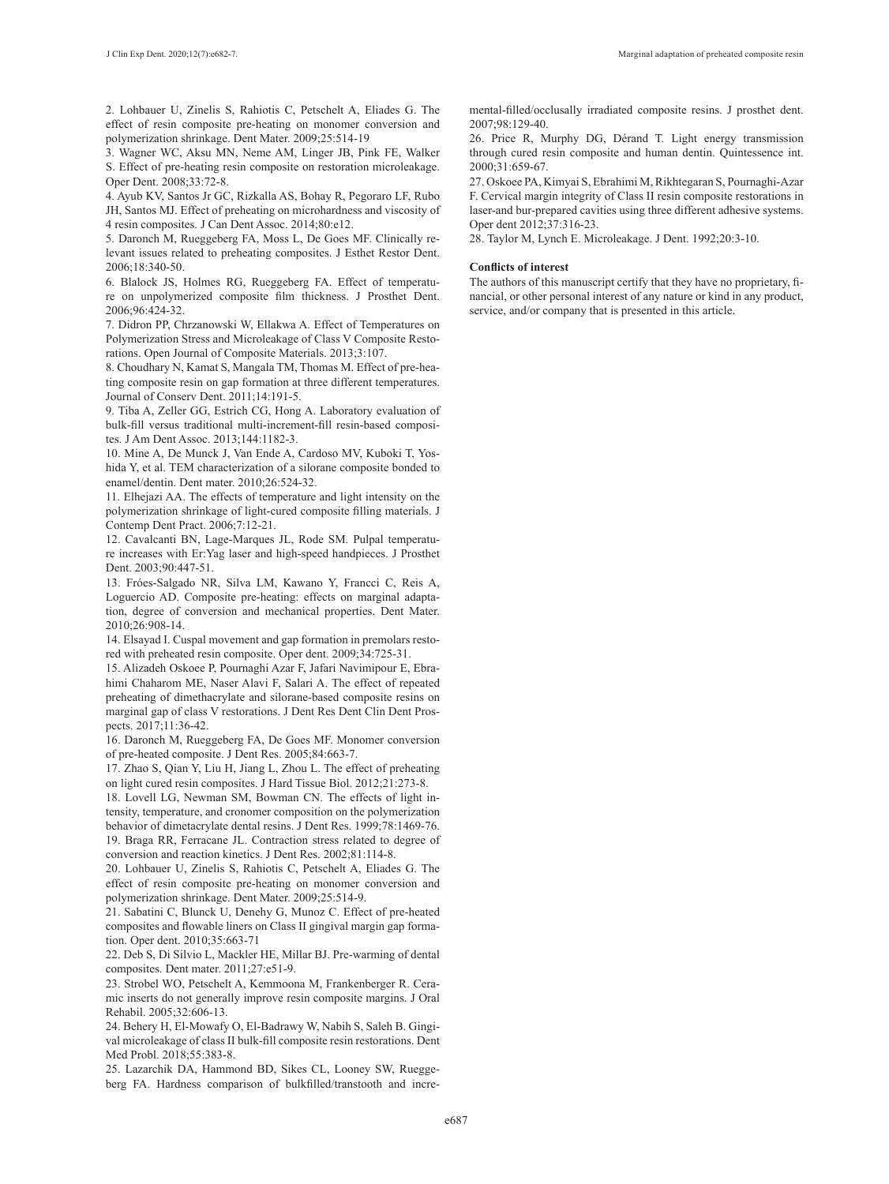2. Lohbauer U, Zinelis S, Rahiotis C, Petschelt A, Eliades G. The effect of resin composite pre-heating on monomer conversion and polymerization shrinkage. Dent Mater. 2009;25:514-19

3. Wagner WC, Aksu MN, Neme AM, Linger JB, Pink FE, Walker S. Effect of pre-heating resin composite on restoration microleakage. Oper Dent. 2008;33:72-8.

4. Ayub KV, Santos Jr GC, Rizkalla AS, Bohay R, Pegoraro LF, Rubo JH, Santos MJ. Effect of preheating on microhardness and viscosity of 4 resin composites. J Can Dent Assoc. 2014;80:e12.

5. Daronch M, Rueggeberg FA, Moss L, De Goes MF. Clinically relevant issues related to preheating composites. J Esthet Restor Dent. 2006;18:340-50.

6. Blalock JS, Holmes RG, Rueggeberg FA. Effect of temperature on unpolymerized composite film thickness. J Prosthet Dent. 2006;96:424-32.

7. Didron PP, Chrzanowski W, Ellakwa A. Effect of Temperatures on Polymerization Stress and Microleakage of Class V Composite Restorations. Open Journal of Composite Materials. 2013;3:107.

8. Choudhary N, Kamat S, Mangala TM, Thomas M. Effect of pre-heating composite resin on gap formation at three different temperatures. Journal of Conserv Dent. 2011;14:191-5.

9. Tiba A, Zeller GG, Estrich CG, Hong A. Laboratory evaluation of bulk-fill versus traditional multi-increment-fill resin-based composites. J Am Dent Assoc. 2013;144:1182-3.

10. Mine A, De Munck J, Van Ende A, Cardoso MV, Kuboki T, Yoshida Y, et al. TEM characterization of a silorane composite bonded to enamel/dentin. Dent mater. 2010;26:524-32.

11. Elhejazi AA. The effects of temperature and light intensity on the polymerization shrinkage of light-cured composite filling materials. J Contemp Dent Pract. 2006;7:12-21.

12. Cavalcanti BN, Lage-Marques JL, Rode SM. Pulpal temperature increases with Er:Yag laser and high-speed handpieces. J Prosthet Dent. 2003;90:447-51.

13. Fróes-Salgado NR, Silva LM, Kawano Y, Francci C, Reis A, Loguercio AD. Composite pre-heating: effects on marginal adaptation, degree of conversion and mechanical properties. Dent Mater. 2010;26:908-14.

14. Elsayad I. Cuspal movement and gap formation in premolars restored with preheated resin composite. Oper dent. 2009;34:725-31.

15. Alizadeh Oskoee P, Pournaghi Azar F, Jafari Navimipour E, Ebrahimi Chaharom ME, Naser Alavi F, Salari A. The effect of repeated preheating of dimethacrylate and silorane-based composite resins on marginal gap of class V restorations. J Dent Res Dent Clin Dent Prospects. 2017;11:36-42.

16. Daronch M, Rueggeberg FA, De Goes MF. Monomer conversion of pre-heated composite. J Dent Res. 2005;84:663-7.

17. Zhao S, Qian Y, Liu H, Jiang L, Zhou L. The effect of preheating on light cured resin composites. J Hard Tissue Biol. 2012;21:273-8.

18. Lovell LG, Newman SM, Bowman CN. The effects of light intensity, temperature, and cronomer composition on the polymerization behavior of dimetacrylate dental resins. J Dent Res. 1999;78:1469-76.

19. Braga RR, Ferracane JL. Contraction stress related to degree of conversion and reaction kinetics. J Dent Res. 2002;81:114-8.

20. Lohbauer U, Zinelis S, Rahiotis C, Petschelt A, Eliades G. The effect of resin composite pre-heating on monomer conversion and polymerization shrinkage. Dent Mater. 2009;25:514-9.

21. Sabatini C, Blunck U, Denehy G, Munoz C. Effect of pre-heated composites and flowable liners on Class II gingival margin gap formation. Oper dent. 2010;35:663-71

22. Deb S, Di Silvio L, Mackler HE, Millar BJ. Pre-warming of dental composites. Dent mater. 2011;27:e51-9.

23. Strobel WO, Petschelt A, Kemmoona M, Frankenberger R. Ceramic inserts do not generally improve resin composite margins. J Oral Rehabil. 2005;32:606-13.

24. Behery H, El-Mowafy O, El-Badrawy W, Nabih S, Saleh B. Gingival microleakage of class II bulk-fill composite resin restorations. Dent Med Probl. 2018;55:383-8.

25. Lazarchik DA, Hammond BD, Sikes CL, Looney SW, Rueggeberg FA. Hardness comparison of bulkfilled/transtooth and incremental-filled/occlusally irradiated composite resins. J prosthet dent. 2007;98:129-40.

26. Price R, Murphy DG, Dérand T. Light energy transmission through cured resin composite and human dentin. Quintessence int. 2000;31:659-67.

27. Oskoee PA, Kimyai S, Ebrahimi M, Rikhtegaran S, Pournaghi-Azar F. Cervical margin integrity of Class II resin composite restorations in laser-and bur-prepared cavities using three different adhesive systems. Oper dent 2012;37:316-23.

28. Taylor M, Lynch E. Microleakage. J Dent. 1992;20:3-10.

**Conflicts of interest**

The authors of this manuscript certify that they have no proprietary, financial, or other personal interest of any nature or kind in any product, service, and/or company that is presented in this article.